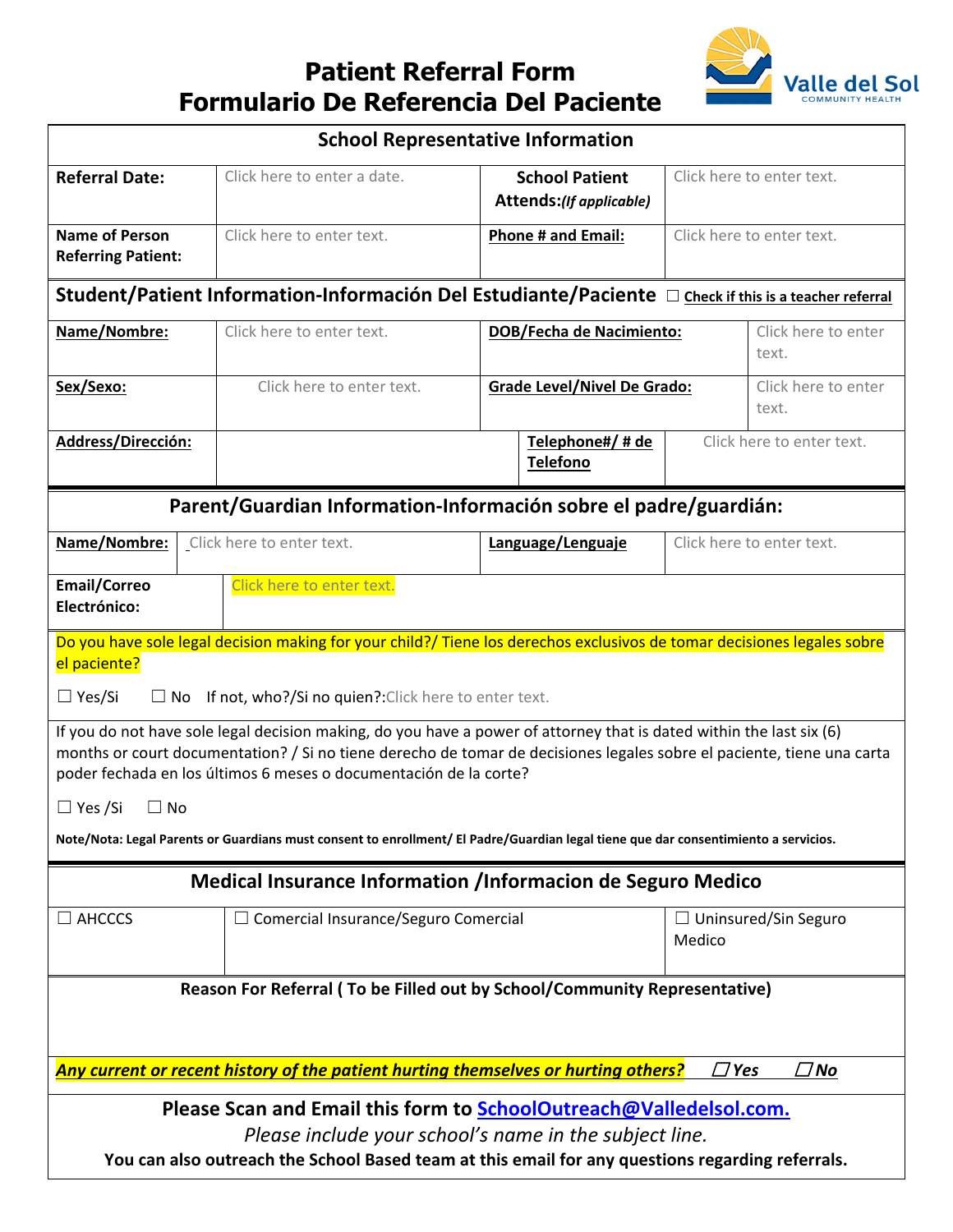# Patient Referral Form
# Formulario De Referencia Del Paciente

Valle del Sol
COMMUNITY HEALTH

## School Representative Information

| | | | |
|---|---|---|---|
| **Referral Date:** | Click here to enter a date. | **School Patient Attends:** ***(If applicable)*** | Click here to enter text. |
| **Name of Person Referring Patient:** | Click here to enter text. | **Phone # and Email:** | Click here to enter text. |

## Student/Patient Information-Información Del Estudiante/Paciente ☐ Check if this is a teacher referral

| | | | |
|---|---|---|---|
| **Name/Nombre:** | Click here to enter text. | **DOB/Fecha de Nacimiento:** | Click here to enter text. |
| **Sex/Sexo:** | Click here to enter text. | **Grade Level/Nivel De Grado:** | Click here to enter text. |
| **Address/Dirección:** | | **Telephone#/ # de Telefono** | Click here to enter text. |

## Parent/Guardian Information-Información sobre el padre/guardián:

| | | | |
|---|---|---|---|
| **Name/Nombre:** | Click here to enter text. | **Language/Lenguaje** | Click here to enter text. |
| **Email/Correo Electrónico:** | Click here to enter text. | | |

Do you have sole legal decision making for your child?/ Tiene los derechos exclusivos de tomar decisiones legales sobre el paciente?

☐ Yes/Si ☐ No If not, who?/Si no quien?:Click here to enter text.

If you do not have sole legal decision making, do you have a power of attorney that is dated within the last six (6) months or court documentation? / Si no tiene derecho de tomar de decisiones legales sobre el paciente, tiene una carta poder fechada en los últimos 6 meses o documentación de la corte?

☐ Yes /Si ☐ No

**Note/Nota: Legal Parents or Guardians must consent to enrollment/ El Padre/Guardian legal tiene que dar consentimiento a servicios.**

## Medical Insurance Information /Informacion de Seguro Medico

| | | |
|---|---|---|
| ☐ AHCCCS | ☐ Comercial Insurance/Seguro Comercial | ☐ Uninsured/Sin Seguro Medico |

**Reason For Referral ( To be Filled out by School/Community Representative)**

***Any current or recent history of the patient hurting themselves or hurting others?*** ☐ ***Yes*** ☐ ***No***

**Please Scan and Email this form to SchoolOutreach@Valledelsol.com.**

*Please include your school's name in the subject line.*

**You can also outreach the School Based team at this email for any questions regarding referrals.**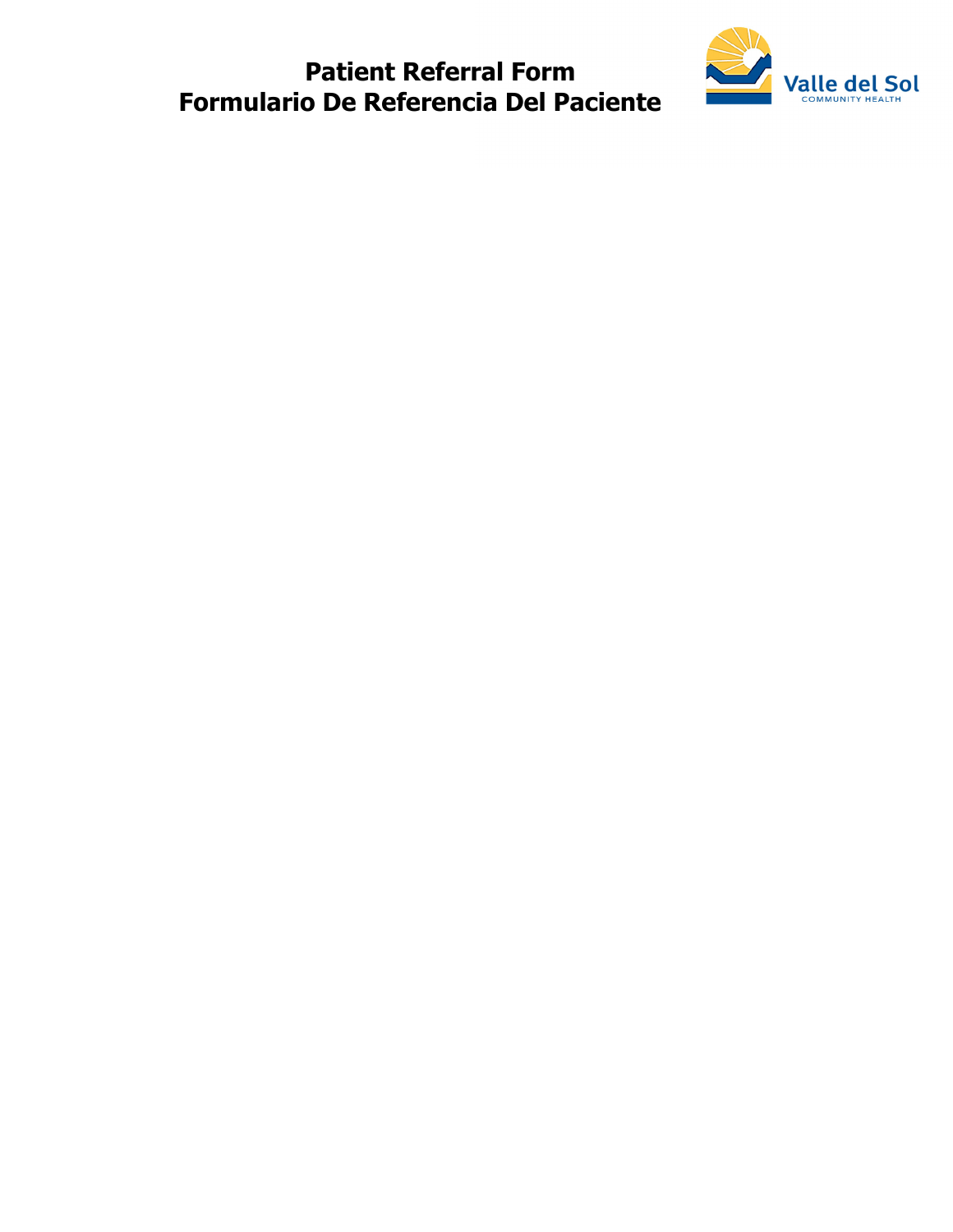# Patient Referral Form
# Formulario De Referencia Del Paciente

Valle del Sol
COMMUNITY HEALTH